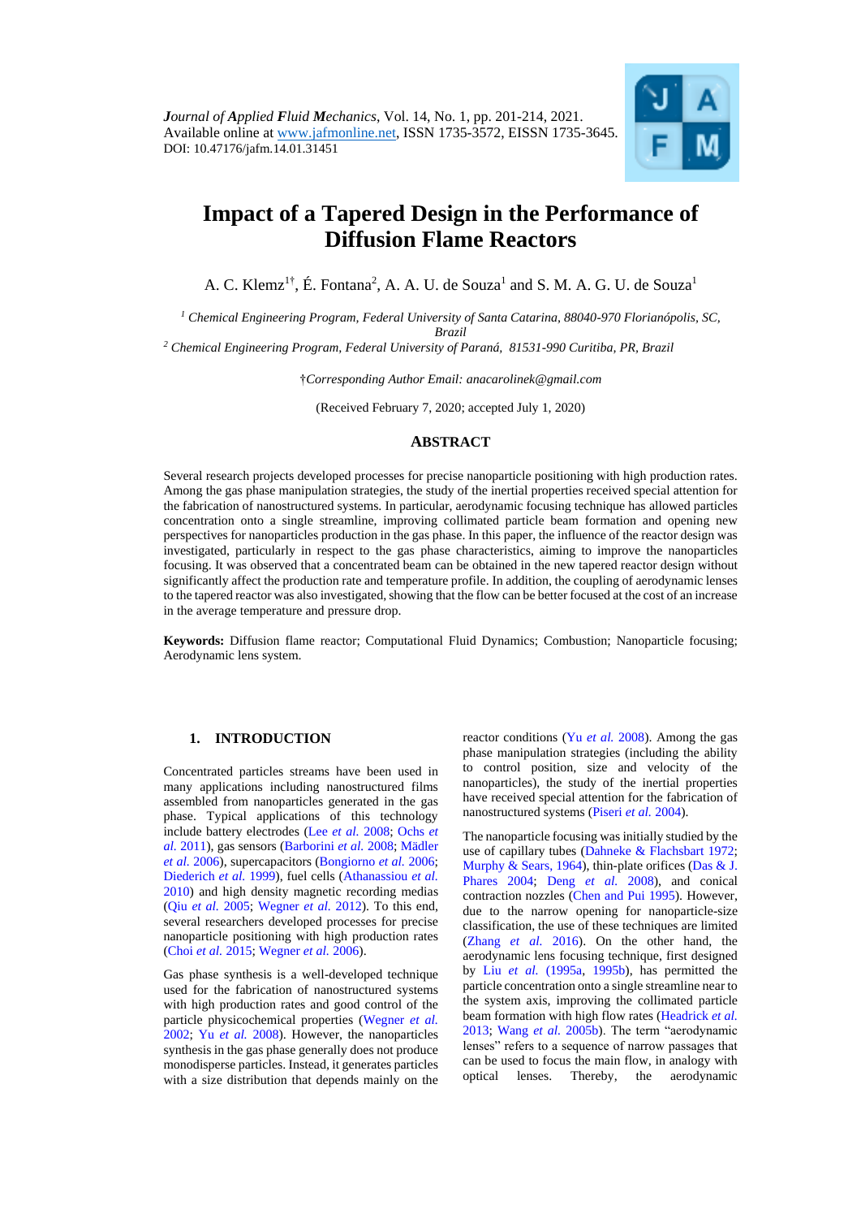*Journal of Applied Fluid Mechanics*, Vol. 14, No. 1, pp. 201-214, 2021.
Available online at www.jafmonline.net, ISSN 1735-3572, EISSN 1735-3645.
DOI: 10.47176/jafm.14.01.31451

# Impact of a Tapered Design in the Performance of Diffusion Flame Reactors

A. C. Klemz[1†], É. Fontana[2], A. A. U. de Souza[1] and S. M. A. G. U. de Souza[1]

[1] *Chemical Engineering Program, Federal University of Santa Catarina, 88040-970 Florianópolis, SC, Brazil*

[2] *Chemical Engineering Program, Federal University of Paraná, 81531-990 Curitiba, PR, Brazil*

†*Corresponding Author Email: anacarolinek@gmail.com*

(Received February 7, 2020; accepted July 1, 2020)

## ABSTRACT

Several research projects developed processes for precise nanoparticle positioning with high production rates. Among the gas phase manipulation strategies, the study of the inertial properties received special attention for the fabrication of nanostructured systems. In particular, aerodynamic focusing technique has allowed particles concentration onto a single streamline, improving collimated particle beam formation and opening new perspectives for nanoparticles production in the gas phase. In this paper, the influence of the reactor design was investigated, particularly in respect to the gas phase characteristics, aiming to improve the nanoparticles focusing. It was observed that a concentrated beam can be obtained in the new tapered reactor design without significantly affect the production rate and temperature profile. In addition, the coupling of aerodynamic lenses to the tapered reactor was also investigated, showing that the flow can be better focused at the cost of an increase in the average temperature and pressure drop.

**Keywords:** Diffusion flame reactor; Computational Fluid Dynamics; Combustion; Nanoparticle focusing; Aerodynamic lens system.

## 1. INTRODUCTION

Concentrated particles streams have been used in many applications including nanostructured films assembled from nanoparticles generated in the gas phase. Typical applications of this technology include battery electrodes (Lee *et al.* 2008; Ochs *et al.* 2011), gas sensors (Barborini *et al.* 2008; Mädler *et al.* 2006), supercapacitors (Bongiorno *et al.* 2006; Diederich *et al.* 1999), fuel cells (Athanassiou *et al.* 2010) and high density magnetic recording medias (Qiu *et al.* 2005; Wegner *et al.* 2012). To this end, several researchers developed processes for precise nanoparticle positioning with high production rates (Choi *et al.* 2015; Wegner *et al.* 2006).

Gas phase synthesis is a well-developed technique used for the fabrication of nanostructured systems with high production rates and good control of the particle physicochemical properties (Wegner *et al.* 2002; Yu *et al.* 2008). However, the nanoparticles synthesis in the gas phase generally does not produce monodisperse particles. Instead, it generates particles with a size distribution that depends mainly on the reactor conditions (Yu *et al.* 2008). Among the gas phase manipulation strategies (including the ability to control position, size and velocity of the nanoparticles), the study of the inertial properties have received special attention for the fabrication of nanostructured systems (Piseri *et al.* 2004).

The nanoparticle focusing was initially studied by the use of capillary tubes (Dahneke & Flachsbart 1972; Murphy & Sears, 1964), thin-plate orifices (Das & J. Phares 2004; Deng *et al.* 2008), and conical contraction nozzles (Chen and Pui 1995). However, due to the narrow opening for nanoparticle-size classification, the use of these techniques are limited (Zhang *et al.* 2016). On the other hand, the aerodynamic lens focusing technique, first designed by Liu *et al.* (1995a, 1995b), has permitted the particle concentration onto a single streamline near to the system axis, improving the collimated particle beam formation with high flow rates (Headrick *et al.* 2013; Wang *et al.* 2005b). The term "aerodynamic lenses" refers to a sequence of narrow passages that can be used to focus the main flow, in analogy with optical lenses. Thereby, the aerodynamic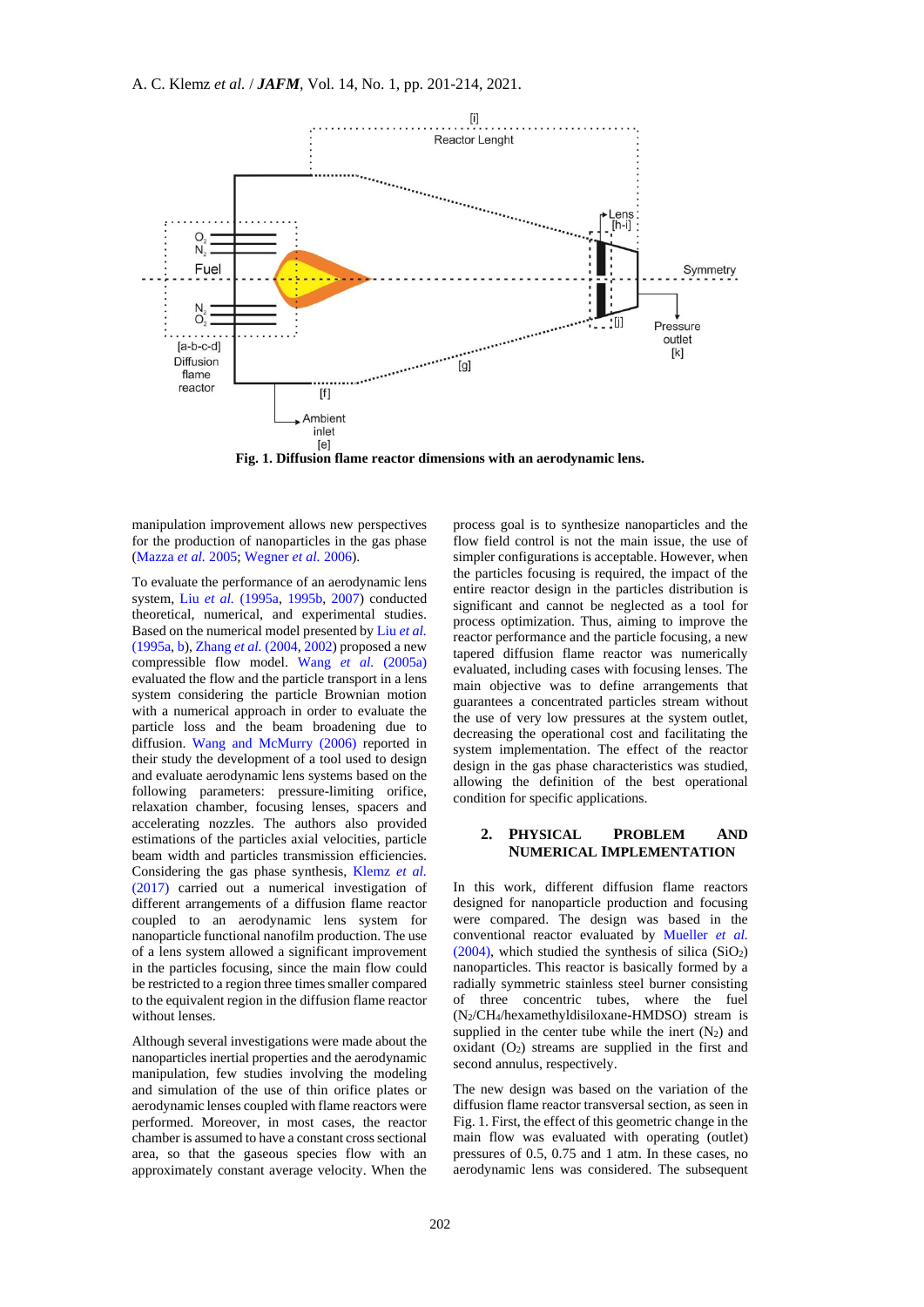Fig. 1. **Diffusion flame reactor dimensions with an aerodynamic lens.**

manipulation improvement allows new perspectives for the production of nanoparticles in the gas phase (Mazza *et al.* 2005; Wegner *et al.* 2006).

To evaluate the performance of an aerodynamic lens system, Liu *et al.* (1995a, 1995b, 2007) conducted theoretical, numerical, and experimental studies. Based on the numerical model presented by Liu *et al.* (1995a, b), Zhang *et al.* (2004, 2002) proposed a new compressible flow model. Wang *et al.* (2005a) evaluated the flow and the particle transport in a lens system considering the particle Brownian motion with a numerical approach in order to evaluate the particle loss and the beam broadening due to diffusion. Wang and McMurry (2006) reported in their study the development of a tool used to design and evaluate aerodynamic lens systems based on the following parameters: pressure-limiting orifice, relaxation chamber, focusing lenses, spacers and accelerating nozzles. The authors also provided estimations of the particles axial velocities, particle beam width and particles transmission efficiencies. Considering the gas phase synthesis, Klemz *et al.* (2017) carried out a numerical investigation of different arrangements of a diffusion flame reactor coupled to an aerodynamic lens system for nanoparticle functional nanofilm production. The use of a lens system allowed a significant improvement in the particles focusing, since the main flow could be restricted to a region three times smaller compared to the equivalent region in the diffusion flame reactor without lenses.

Although several investigations were made about the nanoparticles inertial properties and the aerodynamic manipulation, few studies involving the modeling and simulation of the use of thin orifice plates or aerodynamic lenses coupled with flame reactors were performed. Moreover, in most cases, the reactor chamber is assumed to have a constant cross sectional area, so that the gaseous species flow with an approximately constant average velocity. When the process goal is to synthesize nanoparticles and the flow field control is not the main issue, the use of simpler configurations is acceptable. However, when the particles focusing is required, the impact of the entire reactor design in the particles distribution is significant and cannot be neglected as a tool for process optimization. Thus, aiming to improve the reactor performance and the particle focusing, a new tapered diffusion flame reactor was numerically evaluated, including cases with focusing lenses. The main objective was to define arrangements that guarantees a concentrated particles stream without the use of very low pressures at the system outlet, decreasing the operational cost and facilitating the system implementation. The effect of the reactor design in the gas phase characteristics was studied, allowing the definition of the best operational condition for specific applications.

## 2. PHYSICAL PROBLEM AND NUMERICAL IMPLEMENTATION

In this work, different diffusion flame reactors designed for nanoparticle production and focusing were compared. The design was based in the conventional reactor evaluated by Mueller *et al.* (2004), which studied the synthesis of silica ($SiO_2$) nanoparticles. This reactor is basically formed by a radially symmetric stainless steel burner consisting of three concentric tubes, where the fuel ($N_2$/$CH_4$/hexamethyldisiloxane-HMDSO) stream is supplied in the center tube while the inert ($N_2$) and oxidant ($O_2$) streams are supplied in the first and second annulus, respectively.

The new design was based on the variation of the diffusion flame reactor transversal section, as seen in Fig. 1. First, the effect of this geometric change in the main flow was evaluated with operating (outlet) pressures of 0.5, 0.75 and 1 atm. In these cases, no aerodynamic lens was considered. The subsequent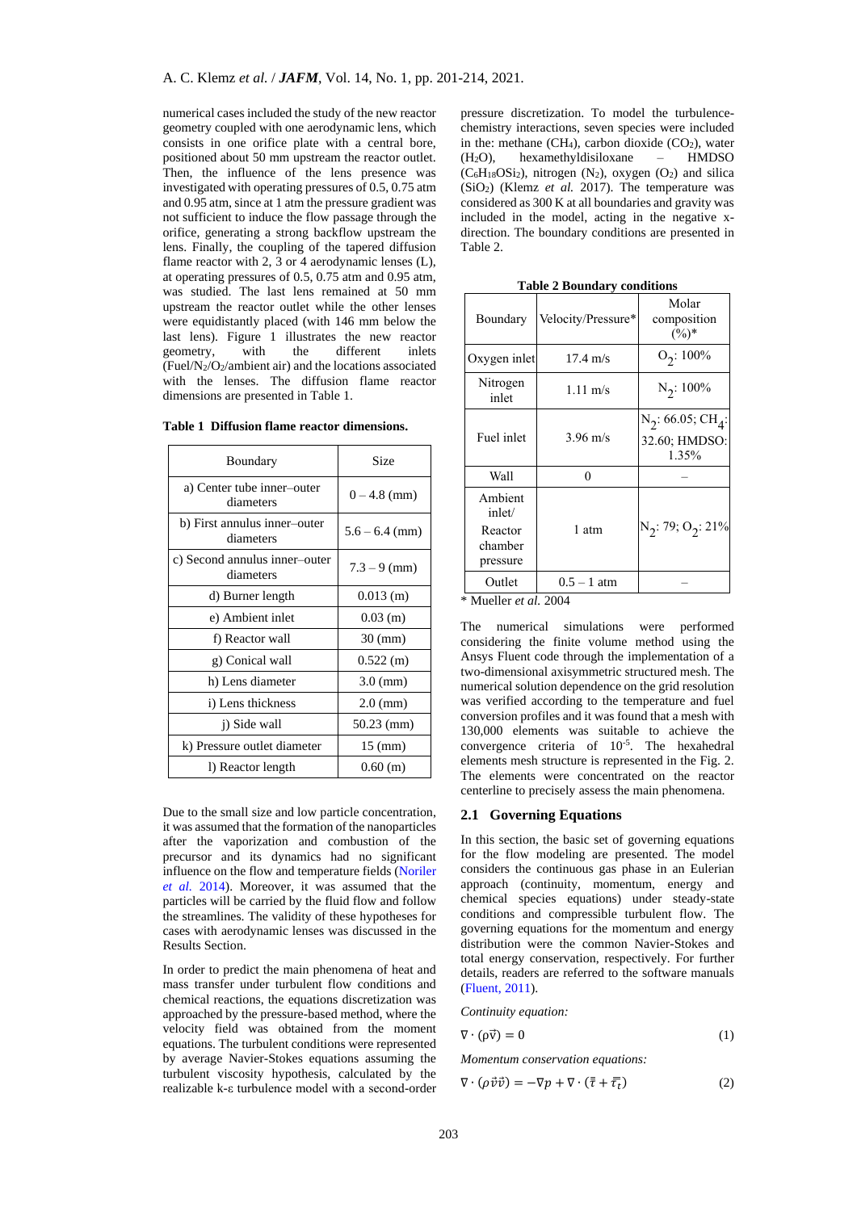numerical cases included the study of the new reactor geometry coupled with one aerodynamic lens, which consists in one orifice plate with a central bore, positioned about 50 mm upstream the reactor outlet. Then, the influence of the lens presence was investigated with operating pressures of 0.5, 0.75 atm and 0.95 atm, since at 1 atm the pressure gradient was not sufficient to induce the flow passage through the orifice, generating a strong backflow upstream the lens. Finally, the coupling of the tapered diffusion flame reactor with 2, 3 or 4 aerodynamic lenses (L), at operating pressures of 0.5, 0.75 atm and 0.95 atm, was studied. The last lens remained at 50 mm upstream the reactor outlet while the other lenses were equidistantly placed (with 146 mm below the last lens). Figure 1 illustrates the new reactor geometry, with the different inlets (Fuel/$N_2$/$O_2$/ambient air) and the locations associated with the lenses. The diffusion flame reactor dimensions are presented in Table 1.

**Table 1 Diffusion flame reactor dimensions.**

| Boundary | Size |
|---|---|
| a) Center tube inner–outer diameters | 0 – 4.8 (mm) |
| b) First annulus inner–outer diameters | 5.6 – 6.4 (mm) |
| c) Second annulus inner–outer diameters | 7.3 – 9 (mm) |
| d) Burner length | 0.013 (m) |
| e) Ambient inlet | 0.03 (m) |
| f) Reactor wall | 30 (mm) |
| g) Conical wall | 0.522 (m) |
| h) Lens diameter | 3.0 (mm) |
| i) Lens thickness | 2.0 (mm) |
| j) Side wall | 50.23 (mm) |
| k) Pressure outlet diameter | 15 (mm) |
| l) Reactor length | 0.60 (m) |

Due to the small size and low particle concentration, it was assumed that the formation of the nanoparticles after the vaporization and combustion of the precursor and its dynamics had no significant influence on the flow and temperature fields (Noriler *et al.* 2014). Moreover, it was assumed that the particles will be carried by the fluid flow and follow the streamlines. The validity of these hypotheses for cases with aerodynamic lenses was discussed in the Results Section.

In order to predict the main phenomena of heat and mass transfer under turbulent flow conditions and chemical reactions, the equations discretization was approached by the pressure-based method, where the velocity field was obtained from the moment equations. The turbulent conditions were represented by average Navier-Stokes equations assuming the turbulent viscosity hypothesis, calculated by the realizable k-ε turbulence model with a second-order pressure discretization. To model the turbulence-chemistry interactions, seven species were included in the: methane ($CH_4$), carbon dioxide ($CO_2$), water ($H_2O$), hexamethyldisiloxane – HMDSO ($C_6H_{18}OSi_2$), nitrogen ($N_2$), oxygen ($O_2$) and silica ($SiO_2$) (Klemz *et al.* 2017). The temperature was considered as 300 K at all boundaries and gravity was included in the model, acting in the negative x-direction. The boundary conditions are presented in Table 2.

**Table 2 Boundary conditions**

| Boundary | Velocity/Pressure* | Molar composition (%)* |
|---|---|---|
| Oxygen inlet | 17.4 m/s | $O_2$: 100% |
| Nitrogen inlet | 1.11 m/s | $N_2$: 100% |
| Fuel inlet | 3.96 m/s | $N_2$: 66.05; $CH_4$: 32.60; HMDSO: 1.35% |
| Wall | 0 | – |
| Ambient inlet/ Reactor chamber pressure | 1 atm | $N_2$: 79; $O_2$: 21% |
| Outlet | 0.5 – 1 atm | – |

\* Mueller *et al.* 2004

The numerical simulations were performed considering the finite volume method using the Ansys Fluent code through the implementation of a two-dimensional axisymmetric structured mesh. The numerical solution dependence on the grid resolution was verified according to the temperature and fuel conversion profiles and it was found that a mesh with 130,000 elements was suitable to achieve the convergence criteria of $10^{-5}$. The hexahedral elements mesh structure is represented in the Fig. 2. The elements were concentrated on the reactor centerline to precisely assess the main phenomena.

## 2.1 Governing Equations

In this section, the basic set of governing equations for the flow modeling are presented. The model considers the continuous gas phase in an Eulerian approach (continuity, momentum, energy and chemical species equations) under steady-state conditions and compressible turbulent flow. The governing equations for the momentum and energy distribution were the common Navier-Stokes and total energy conservation, respectively. For further details, readers are referred to the software manuals (Fluent, 2011).

*Continuity equation:*

$$\nabla \cdot (\rho \vec{v}) = 0 \tag{1}$$

*Momentum conservation equations:*

$$\nabla \cdot (\rho \vec{v} \vec{v}) = -\nabla p + \nabla \cdot (\bar{\bar{\tau}} + \bar{\bar{\tau}}_t) \tag{2}$$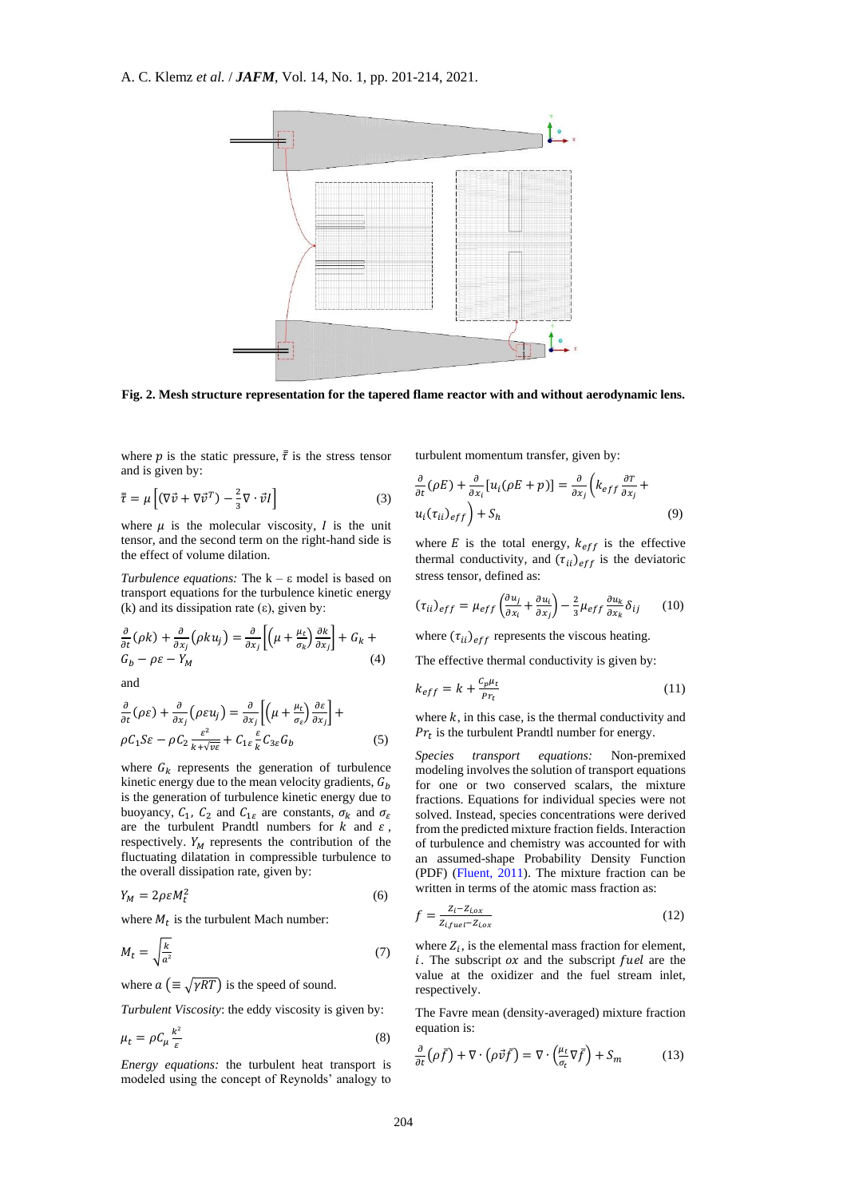**Fig. 2. Mesh structure representation for the tapered flame reactor with and without aerodynamic lens.**

where $p$ is the static pressure, $\bar{\bar{\tau}}$ is the stress tensor and is given by:

$$\bar{\bar{\tau}} = \mu\left[(\nabla\vec{v} + \nabla\vec{v}^T) - \frac{2}{3}\nabla\cdot\vec{v}I\right] \tag{3}$$

where $\mu$ is the molecular viscosity, $I$ is the unit tensor, and the second term on the right-hand side is the effect of volume dilation.

*Turbulence equations:* The k – ε model is based on transport equations for the turbulence kinetic energy (k) and its dissipation rate (ε), given by:

$$\frac{\partial}{\partial t}(\rho k) + \frac{\partial}{\partial x_j}(\rho k u_j) = \frac{\partial}{\partial x_j}\left[\left(\mu + \frac{\mu_t}{\sigma_k}\right)\frac{\partial k}{\partial x_j}\right] + G_k + G_b - \rho\varepsilon - Y_M \tag{4}$$

and

$$\frac{\partial}{\partial t}(\rho\varepsilon) + \frac{\partial}{\partial x_j}(\rho\varepsilon u_j) = \frac{\partial}{\partial x_j}\left[\left(\mu + \frac{\mu_t}{\sigma_\varepsilon}\right)\frac{\partial \varepsilon}{\partial x_j}\right] + \rho C_1 S\varepsilon - \rho C_2\frac{\varepsilon^2}{k + \sqrt{\upsilon\varepsilon}} + C_{1\varepsilon}\frac{\varepsilon}{k}C_{3\varepsilon}G_b \tag{5}$$

where $G_k$ represents the generation of turbulence kinetic energy due to the mean velocity gradients, $G_b$ is the generation of turbulence kinetic energy due to buoyancy, $C_1$, $C_2$ and $C_{1\varepsilon}$ are constants, $\sigma_k$ and $\sigma_\varepsilon$ are the turbulent Prandtl numbers for $k$ and $\varepsilon$, respectively. $Y_M$ represents the contribution of the fluctuating dilatation in compressible turbulence to the overall dissipation rate, given by:

$$Y_M = 2\rho\varepsilon M_t^2 \tag{6}$$

where $M_t$ is the turbulent Mach number:

$$M_t = \sqrt{\frac{k}{a^2}} \tag{7}$$

where $a \left(\equiv \sqrt{\gamma RT}\right)$ is the speed of sound.

*Turbulent Viscosity*: the eddy viscosity is given by:

$$\mu_t = \rho C_\mu \frac{k^2}{\varepsilon} \tag{8}$$

*Energy equations:* the turbulent heat transport is modeled using the concept of Reynolds' analogy to turbulent momentum transfer, given by:

$$\frac{\partial}{\partial t}(\rho E) + \frac{\partial}{\partial x_i}[u_i(\rho E + p)] = \frac{\partial}{\partial x_j}\left(k_{eff}\frac{\partial T}{\partial x_j} + u_i(\tau_{ii})_{eff}\right) + S_h \tag{9}$$

where $E$ is the total energy, $k_{eff}$ is the effective thermal conductivity, and $(\tau_{ii})_{eff}$ is the deviatoric stress tensor, defined as:

$$(\tau_{ii})_{eff} = \mu_{eff}\left(\frac{\partial u_j}{\partial x_i} + \frac{\partial u_i}{\partial x_j}\right) - \frac{2}{3}\mu_{eff}\frac{\partial u_k}{\partial x_k}\delta_{ij} \tag{10}$$

where $(\tau_{ii})_{eff}$ represents the viscous heating.

The effective thermal conductivity is given by:

$$k_{eff} = k + \frac{C_p\mu_t}{Pr_t} \tag{11}$$

where $k$, in this case, is the thermal conductivity and $Pr_t$ is the turbulent Prandtl number for energy.

*Species transport equations:* Non-premixed modeling involves the solution of transport equations for one or two conserved scalars, the mixture fractions. Equations for individual species were not solved. Instead, species concentrations were derived from the predicted mixture fraction fields. Interaction of turbulence and chemistry was accounted for with an assumed-shape Probability Density Function (PDF) (Fluent, 2011). The mixture fraction can be written in terms of the atomic mass fraction as:

$$f = \frac{Z_i - Z_{i,ox}}{Z_{i,fuel} - Z_{i,ox}} \tag{12}$$

where $Z_i$, is the elemental mass fraction for element, $i$. The subscript $ox$ and the subscript $fuel$ are the value at the oxidizer and the fuel stream inlet, respectively.

The Favre mean (density-averaged) mixture fraction equation is:

$$\frac{\partial}{\partial t}(\rho\bar{f}) + \nabla\cdot(\rho\vec{v}\bar{f}) = \nabla\cdot\left(\frac{\mu_t}{\sigma_t}\nabla\bar{f}\right) + S_m \tag{13}$$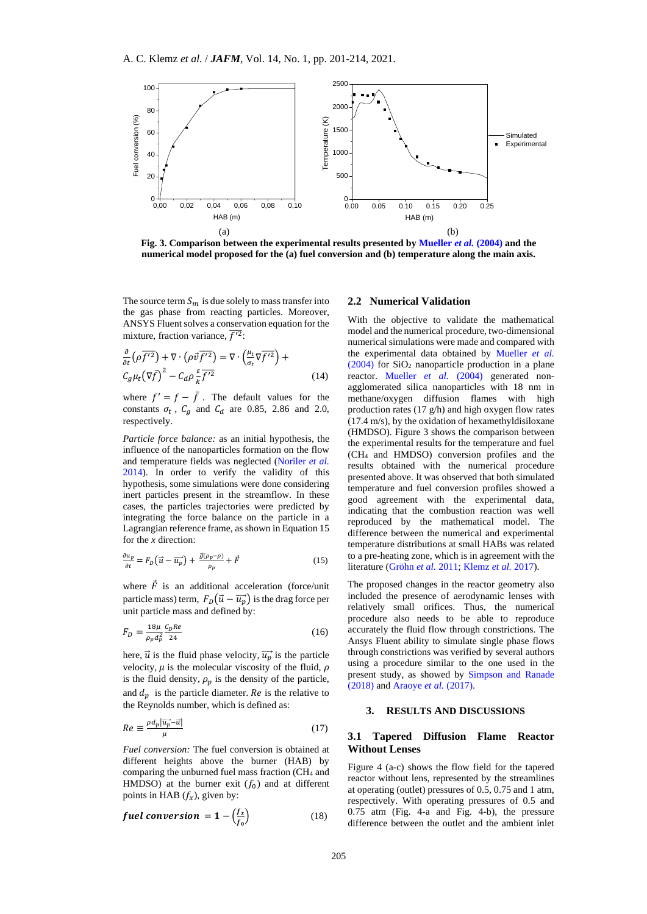Fig. 3. Comparison between the experimental results presented by Mueller *et al.* (2004) and the numerical model proposed for the (a) fuel conversion and (b) temperature along the main axis.

The source term $S_m$ is due solely to mass transfer into the gas phase from reacting particles. Moreover, ANSYS Fluent solves a conservation equation for the mixture, fraction variance, $\overline{f'^2}$:

$$\frac{\partial}{\partial t}\left(\rho\overline{f'^2}\right) + \nabla\cdot\left(\rho\vec{v}\overline{f'^2}\right) = \nabla\cdot\left(\frac{\mu_t}{\sigma_t}\nabla\overline{f'^2}\right) + C_g\mu_t\left(\nabla\bar{f}\right)^2 - C_d\rho\frac{\varepsilon}{k}\overline{f'^2} \tag{14}$$

where $f' = f - \bar{f}$. The default values for the constants $\sigma_t$, $C_g$ and $C_d$ are 0.85, 2.86 and 2.0, respectively.

*Particle force balance:* as an initial hypothesis, the influence of the nanoparticles formation on the flow and temperature fields was neglected (Noriler *et al.* 2014). In order to verify the validity of this hypothesis, some simulations were done considering inert particles present in the streamflow. In these cases, the particles trajectories were predicted by integrating the force balance on the particle in a Lagrangian reference frame, as shown in Equation 15 for the *x* direction:

$$\frac{\partial u_p}{\partial t} = F_D\left(\vec{u} - \overrightarrow{u_p}\right) + \frac{\vec{g}(\rho_p - \rho)}{\rho_p} + \vec{F} \tag{15}$$

where $\vec{F}$ is an additional acceleration (force/unit particle mass) term, $F_D\left(\vec{u} - \overrightarrow{u_p}\right)$ is the drag force per unit particle mass and defined by:

$$F_D = \frac{18\mu}{\rho_p d_p^2}\frac{C_D Re}{24} \tag{16}$$

here, $\vec{u}$ is the fluid phase velocity, $\overrightarrow{u_p}$ is the particle velocity, $\mu$ is the molecular viscosity of the fluid, $\rho$ is the fluid density, $\rho_p$ is the density of the particle, and $d_p$ is the particle diameter. $Re$ is the relative to the Reynolds number, which is defined as:

$$Re \equiv \frac{\rho d_p\left|\overrightarrow{u_p} - \vec{u}\right|}{\mu} \tag{17}$$

*Fuel conversion:* The fuel conversion is obtained at different heights above the burner (HAB) by comparing the unburned fuel mass fraction ($CH_4$ and HMDSO) at the burner exit ($f_0$) and at different points in HAB ($f_x$), given by:

$$\textit{fuel conversion} = 1 - \left(\frac{f_x}{f_0}\right) \tag{18}$$

## 2.2 Numerical Validation

With the objective to validate the mathematical model and the numerical procedure, two-dimensional numerical simulations were made and compared with the experimental data obtained by Mueller *et al.* (2004) for $SiO_2$ nanoparticle production in a plane reactor. Mueller *et al.* (2004) generated non-agglomerated silica nanoparticles with 18 nm in methane/oxygen diffusion flames with high production rates (17 g/h) and high oxygen flow rates (17.4 m/s), by the oxidation of hexamethyldisiloxane (HMDSO). Figure 3 shows the comparison between the experimental results for the temperature and fuel ($CH_4$ and HMDSO) conversion profiles and the results obtained with the numerical procedure presented above. It was observed that both simulated temperature and fuel conversion profiles showed a good agreement with the experimental data, indicating that the combustion reaction was well reproduced by the mathematical model. The difference between the numerical and experimental temperature distributions at small HABs was related to a pre-heating zone, which is in agreement with the literature (Gröhn *et al.* 2011; Klemz *et al.* 2017).

The proposed changes in the reactor geometry also included the presence of aerodynamic lenses with relatively small orifices. Thus, the numerical procedure also needs to be able to reproduce accurately the fluid flow through constrictions. The Ansys Fluent ability to simulate single phase flows through constrictions was verified by several authors using a procedure similar to the one used in the present study, as showed by Simpson and Ranade (2018) and Araoye *et al.* (2017).

# 3. RESULTS AND DISCUSSIONS

## 3.1 Tapered Diffusion Flame Reactor Without Lenses

Figure 4 (a-c) shows the flow field for the tapered reactor without lens, represented by the streamlines at operating (outlet) pressures of 0.5, 0.75 and 1 atm, respectively. With operating pressures of 0.5 and 0.75 atm (Fig. 4-a and Fig. 4-b), the pressure difference between the outlet and the ambient inlet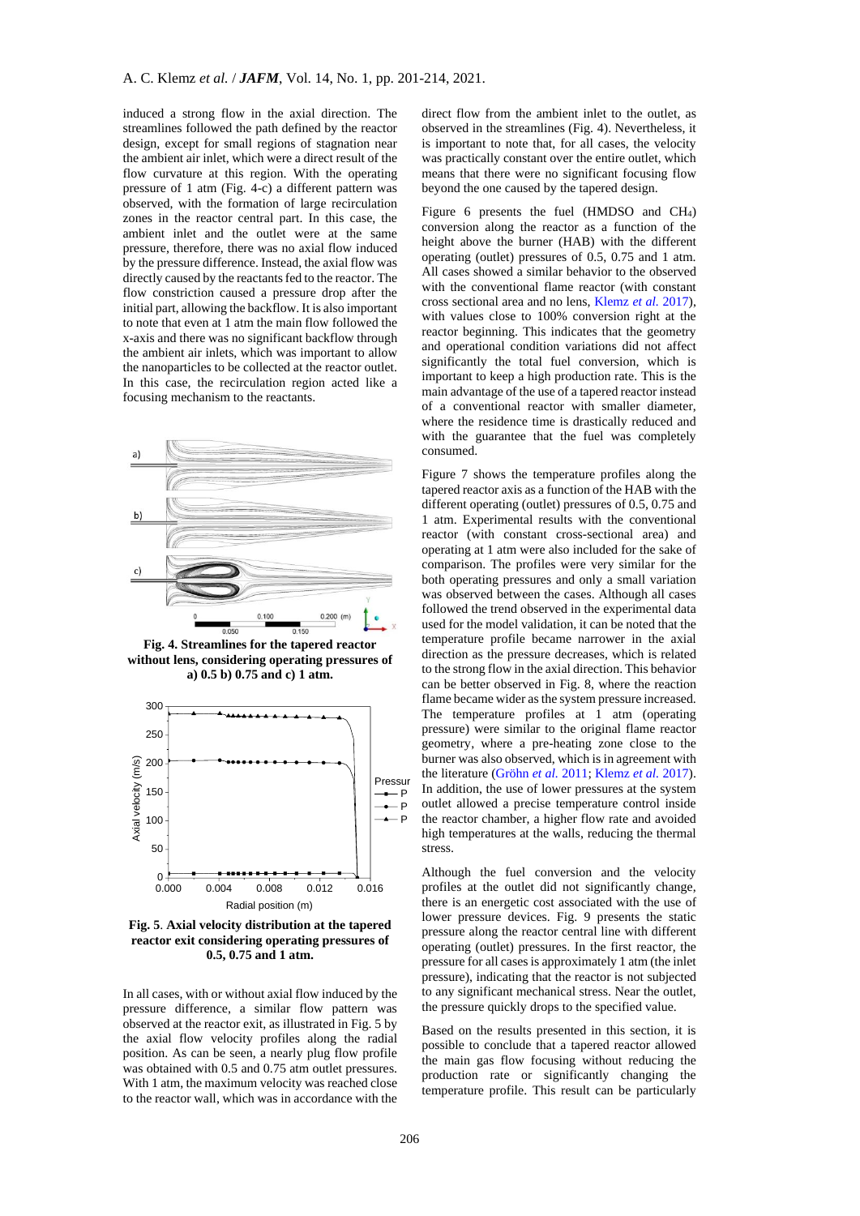induced a strong flow in the axial direction. The streamlines followed the path defined by the reactor design, except for small regions of stagnation near the ambient air inlet, which were a direct result of the flow curvature at this region. With the operating pressure of 1 atm (Fig. 4-c) a different pattern was observed, with the formation of large recirculation zones in the reactor central part. In this case, the ambient inlet and the outlet were at the same pressure, therefore, there was no axial flow induced by the pressure difference. Instead, the axial flow was directly caused by the reactants fed to the reactor. The flow constriction caused a pressure drop after the initial part, allowing the backflow. It is also important to note that even at 1 atm the main flow followed the x-axis and there was no significant backflow through the ambient air inlets, which was important to allow the nanoparticles to be collected at the reactor outlet. In this case, the recirculation region acted like a focusing mechanism to the reactants.

**Fig. 4. Streamlines for the tapered reactor without lens, considering operating pressures of a) 0.5 b) 0.75 and c) 1 atm.**

**Fig. 5. Axial velocity distribution at the tapered reactor exit considering operating pressures of 0.5, 0.75 and 1 atm.**

In all cases, with or without axial flow induced by the pressure difference, a similar flow pattern was observed at the reactor exit, as illustrated in Fig. 5 by the axial flow velocity profiles along the radial position. As can be seen, a nearly plug flow profile was obtained with 0.5 and 0.75 atm outlet pressures. With 1 atm, the maximum velocity was reached close to the reactor wall, which was in accordance with the direct flow from the ambient inlet to the outlet, as observed in the streamlines (Fig. 4). Nevertheless, it is important to note that, for all cases, the velocity was practically constant over the entire outlet, which means that there were no significant focusing flow beyond the one caused by the tapered design.

Figure 6 presents the fuel (HMDSO and $CH_4$) conversion along the reactor as a function of the height above the burner (HAB) with the different operating (outlet) pressures of 0.5, 0.75 and 1 atm. All cases showed a similar behavior to the observed with the conventional flame reactor (with constant cross sectional area and no lens, Klemz *et al.* 2017), with values close to 100% conversion right at the reactor beginning. This indicates that the geometry and operational condition variations did not affect significantly the total fuel conversion, which is important to keep a high production rate. This is the main advantage of the use of a tapered reactor instead of a conventional reactor with smaller diameter, where the residence time is drastically reduced and with the guarantee that the fuel was completely consumed.

Figure 7 shows the temperature profiles along the tapered reactor axis as a function of the HAB with the different operating (outlet) pressures of 0.5, 0.75 and 1 atm. Experimental results with the conventional reactor (with constant cross-sectional area) and operating at 1 atm were also included for the sake of comparison. The profiles were very similar for the both operating pressures and only a small variation was observed between the cases. Although all cases followed the trend observed in the experimental data used for the model validation, it can be noted that the temperature profile became narrower in the axial direction as the pressure decreases, which is related to the strong flow in the axial direction. This behavior can be better observed in Fig. 8, where the reaction flame became wider as the system pressure increased. The temperature profiles at 1 atm (operating pressure) were similar to the original flame reactor geometry, where a pre-heating zone close to the burner was also observed, which is in agreement with the literature (Gröhn *et al.* 2011; Klemz *et al.* 2017). In addition, the use of lower pressures at the system outlet allowed a precise temperature control inside the reactor chamber, a higher flow rate and avoided high temperatures at the walls, reducing the thermal stress.

Although the fuel conversion and the velocity profiles at the outlet did not significantly change, there is an energetic cost associated with the use of lower pressure devices. Fig. 9 presents the static pressure along the reactor central line with different operating (outlet) pressures. In the first reactor, the pressure for all cases is approximately 1 atm (the inlet pressure), indicating that the reactor is not subjected to any significant mechanical stress. Near the outlet, the pressure quickly drops to the specified value.

Based on the results presented in this section, it is possible to conclude that a tapered reactor allowed the main gas flow focusing without reducing the production rate or significantly changing the temperature profile. This result can be particularly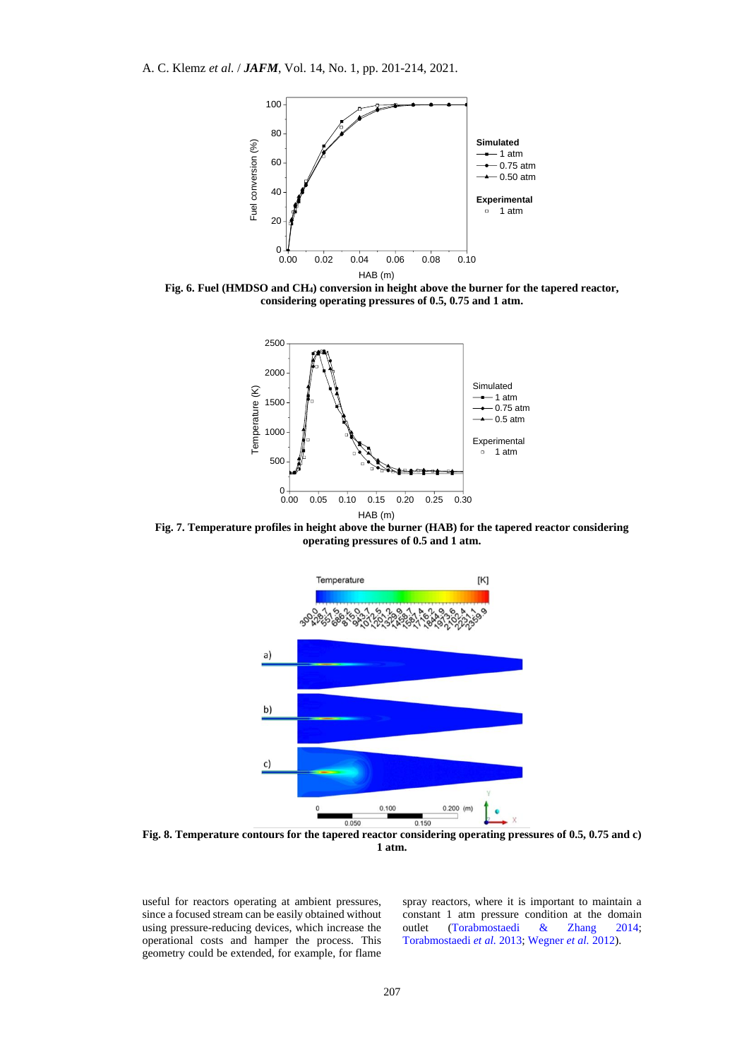**Fig. 6. Fuel (HMDSO and $CH_4$) conversion in height above the burner for the tapered reactor, considering operating pressures of 0.5, 0.75 and 1 atm.**

**Fig. 7. Temperature profiles in height above the burner (HAB) for the tapered reactor considering operating pressures of 0.5 and 1 atm.**

**Fig. 8. Temperature contours for the tapered reactor considering operating pressures of 0.5, 0.75 and c) 1 atm.**

useful for reactors operating at ambient pressures, since a focused stream can be easily obtained without using pressure-reducing devices, which increase the operational costs and hamper the process. This geometry could be extended, for example, for flame spray reactors, where it is important to maintain a constant 1 atm pressure condition at the domain outlet (Torabmostaedi & Zhang 2014; Torabmostaedi *et al.* 2013; Wegner *et al.* 2012).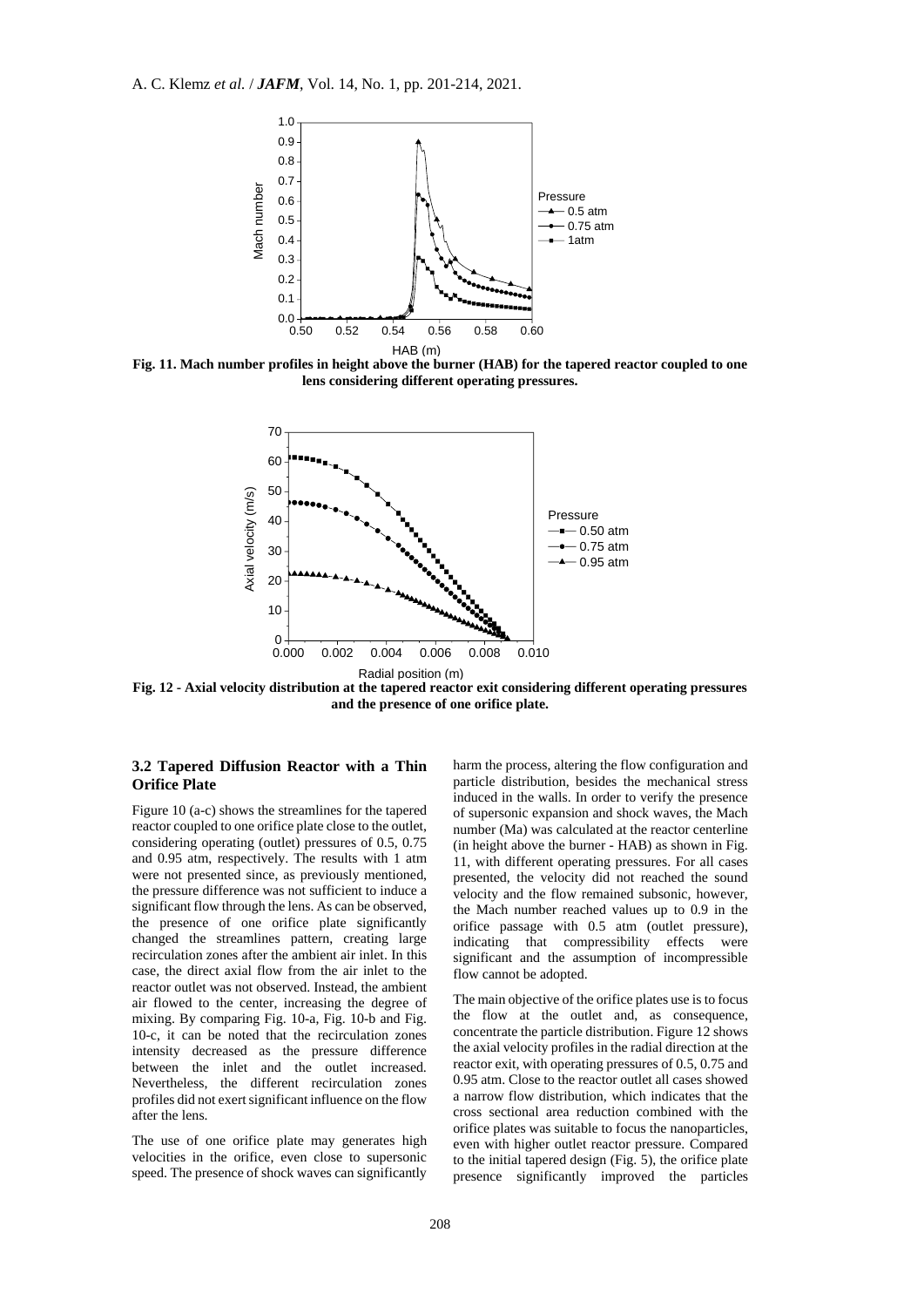Fig. 11. Mach number profiles in height above the burner (HAB) for the tapered reactor coupled to one lens considering different operating pressures.

Fig. 12 - Axial velocity distribution at the tapered reactor exit considering different operating pressures and the presence of one orifice plate.

### 3.2 Tapered Diffusion Reactor with a Thin Orifice Plate

Figure 10 (a-c) shows the streamlines for the tapered reactor coupled to one orifice plate close to the outlet, considering operating (outlet) pressures of 0.5, 0.75 and 0.95 atm, respectively. The results with 1 atm were not presented since, as previously mentioned, the pressure difference was not sufficient to induce a significant flow through the lens. As can be observed, the presence of one orifice plate significantly changed the streamlines pattern, creating large recirculation zones after the ambient air inlet. In this case, the direct axial flow from the air inlet to the reactor outlet was not observed. Instead, the ambient air flowed to the center, increasing the degree of mixing. By comparing Fig. 10-a, Fig. 10-b and Fig. 10-c, it can be noted that the recirculation zones intensity decreased as the pressure difference between the inlet and the outlet increased. Nevertheless, the different recirculation zones profiles did not exert significant influence on the flow after the lens.

The use of one orifice plate may generates high velocities in the orifice, even close to supersonic speed. The presence of shock waves can significantly harm the process, altering the flow configuration and particle distribution, besides the mechanical stress induced in the walls. In order to verify the presence of supersonic expansion and shock waves, the Mach number (Ma) was calculated at the reactor centerline (in height above the burner - HAB) as shown in Fig. 11, with different operating pressures. For all cases presented, the velocity did not reached the sound velocity and the flow remained subsonic, however, the Mach number reached values up to 0.9 in the orifice passage with 0.5 atm (outlet pressure), indicating that compressibility effects were significant and the assumption of incompressible flow cannot be adopted.

The main objective of the orifice plates use is to focus the flow at the outlet and, as consequence, concentrate the particle distribution. Figure 12 shows the axial velocity profiles in the radial direction at the reactor exit, with operating pressures of 0.5, 0.75 and 0.95 atm. Close to the reactor outlet all cases showed a narrow flow distribution, which indicates that the cross sectional area reduction combined with the orifice plates was suitable to focus the nanoparticles, even with higher outlet reactor pressure. Compared to the initial tapered design (Fig. 5), the orifice plate presence significantly improved the particles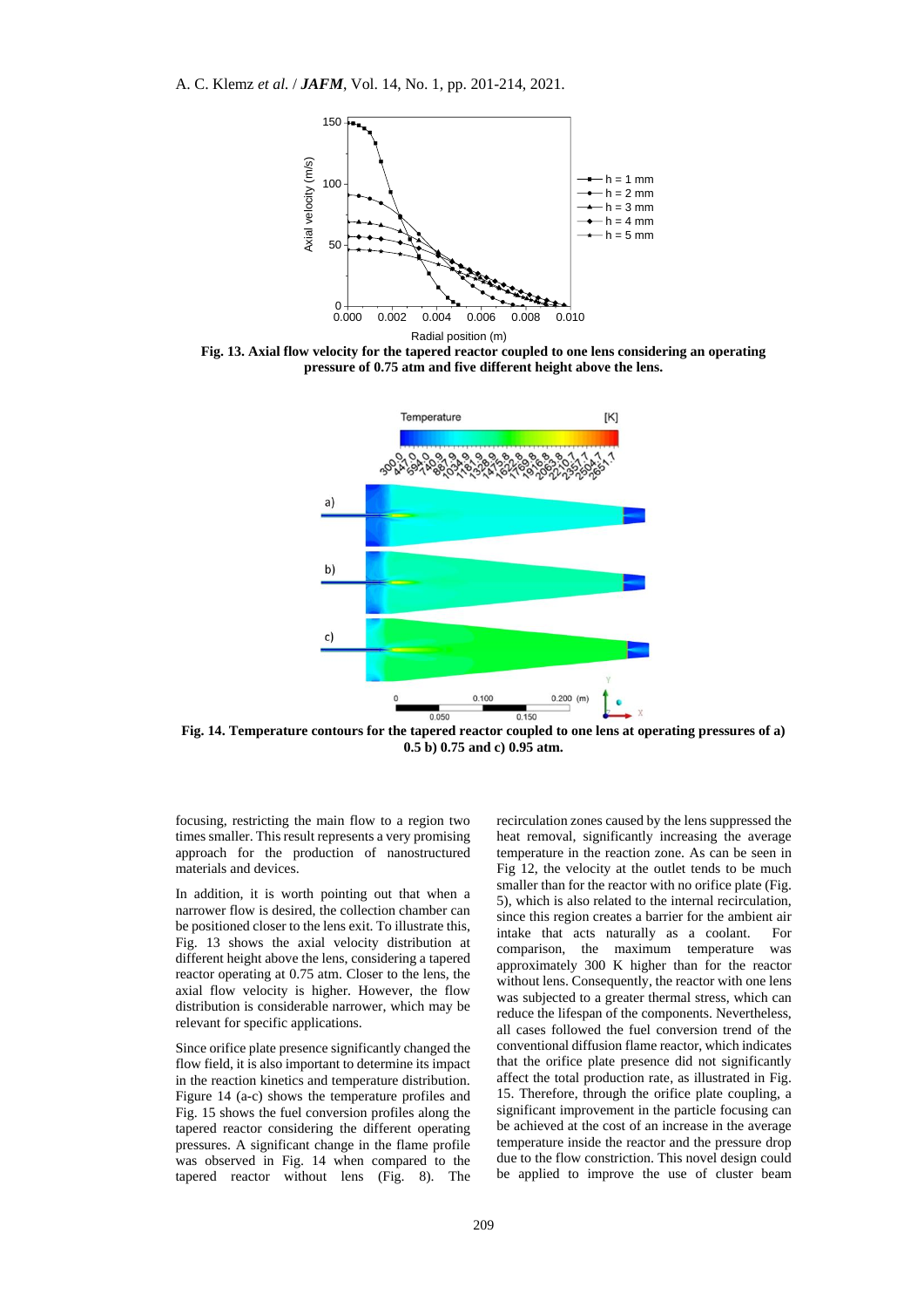**Fig. 13. Axial flow velocity for the tapered reactor coupled to one lens considering an operating pressure of 0.75 atm and five different height above the lens.**

**Fig. 14. Temperature contours for the tapered reactor coupled to one lens at operating pressures of a) 0.5 b) 0.75 and c) 0.95 atm.**

focusing, restricting the main flow to a region two times smaller. This result represents a very promising approach for the production of nanostructured materials and devices.

In addition, it is worth pointing out that when a narrower flow is desired, the collection chamber can be positioned closer to the lens exit. To illustrate this, Fig. 13 shows the axial velocity distribution at different height above the lens, considering a tapered reactor operating at 0.75 atm. Closer to the lens, the axial flow velocity is higher. However, the flow distribution is considerable narrower, which may be relevant for specific applications.

Since orifice plate presence significantly changed the flow field, it is also important to determine its impact in the reaction kinetics and temperature distribution. Figure 14 (a-c) shows the temperature profiles and Fig. 15 shows the fuel conversion profiles along the tapered reactor considering the different operating pressures. A significant change in the flame profile was observed in Fig. 14 when compared to the tapered reactor without lens (Fig. 8). The recirculation zones caused by the lens suppressed the heat removal, significantly increasing the average temperature in the reaction zone. As can be seen in Fig 12, the velocity at the outlet tends to be much smaller than for the reactor with no orifice plate (Fig. 5), which is also related to the internal recirculation, since this region creates a barrier for the ambient air intake that acts naturally as a coolant. For comparison, the maximum temperature was approximately 300 K higher than for the reactor without lens. Consequently, the reactor with one lens was subjected to a greater thermal stress, which can reduce the lifespan of the components. Nevertheless, all cases followed the fuel conversion trend of the conventional diffusion flame reactor, which indicates that the orifice plate presence did not significantly affect the total production rate, as illustrated in Fig. 15. Therefore, through the orifice plate coupling, a significant improvement in the particle focusing can be achieved at the cost of an increase in the average temperature inside the reactor and the pressure drop due to the flow constriction. This novel design could be applied to improve the use of cluster beam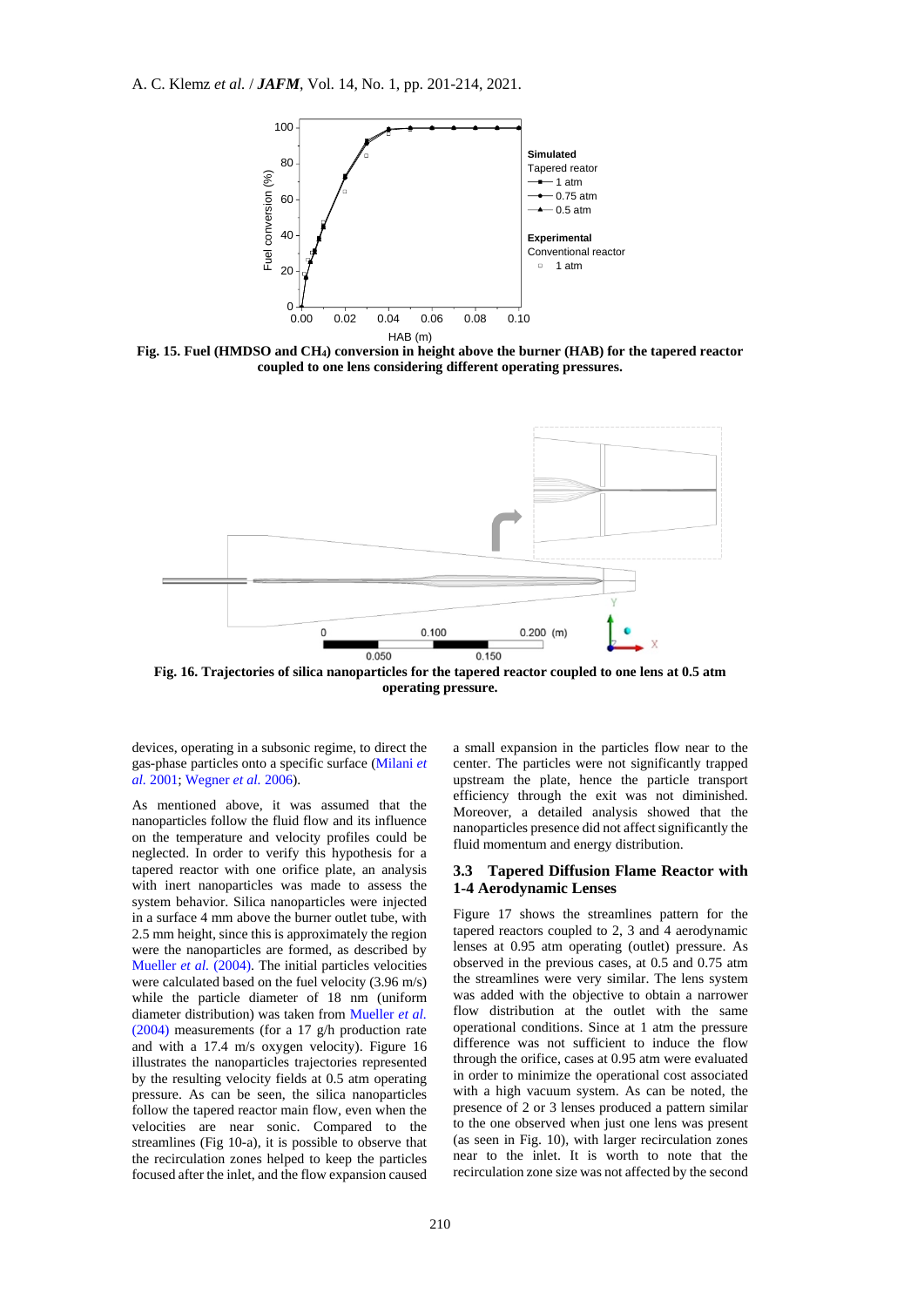Fig. 15. Fuel (HMDSO and $CH_4$) conversion in height above the burner (HAB) for the tapered reactor coupled to one lens considering different operating pressures.

Fig. 16. Trajectories of silica nanoparticles for the tapered reactor coupled to one lens at 0.5 atm operating pressure.

devices, operating in a subsonic regime, to direct the gas-phase particles onto a specific surface (Milani *et al.* 2001; Wegner *et al.* 2006).

As mentioned above, it was assumed that the nanoparticles follow the fluid flow and its influence on the temperature and velocity profiles could be neglected. In order to verify this hypothesis for a tapered reactor with one orifice plate, an analysis with inert nanoparticles was made to assess the system behavior. Silica nanoparticles were injected in a surface 4 mm above the burner outlet tube, with 2.5 mm height, since this is approximately the region were the nanoparticles are formed, as described by Mueller *et al.* (2004). The initial particles velocities were calculated based on the fuel velocity (3.96 m/s) while the particle diameter of 18 nm (uniform diameter distribution) was taken from Mueller *et al.* (2004) measurements (for a 17 g/h production rate and with a 17.4 m/s oxygen velocity). Figure 16 illustrates the nanoparticles trajectories represented by the resulting velocity fields at 0.5 atm operating pressure. As can be seen, the silica nanoparticles follow the tapered reactor main flow, even when the velocities are near sonic. Compared to the streamlines (Fig 10-a), it is possible to observe that the recirculation zones helped to keep the particles focused after the inlet, and the flow expansion caused a small expansion in the particles flow near to the center. The particles were not significantly trapped upstream the plate, hence the particle transport efficiency through the exit was not diminished. Moreover, a detailed analysis showed that the nanoparticles presence did not affect significantly the fluid momentum and energy distribution.

## 3.3 Tapered Diffusion Flame Reactor with 1-4 Aerodynamic Lenses

Figure 17 shows the streamlines pattern for the tapered reactors coupled to 2, 3 and 4 aerodynamic lenses at 0.95 atm operating (outlet) pressure. As observed in the previous cases, at 0.5 and 0.75 atm the streamlines were very similar. The lens system was added with the objective to obtain a narrower flow distribution at the outlet with the same operational conditions. Since at 1 atm the pressure difference was not sufficient to induce the flow through the orifice, cases at 0.95 atm were evaluated in order to minimize the operational cost associated with a high vacuum system. As can be noted, the presence of 2 or 3 lenses produced a pattern similar to the one observed when just one lens was present (as seen in Fig. 10), with larger recirculation zones near to the inlet. It is worth to note that the recirculation zone size was not affected by the second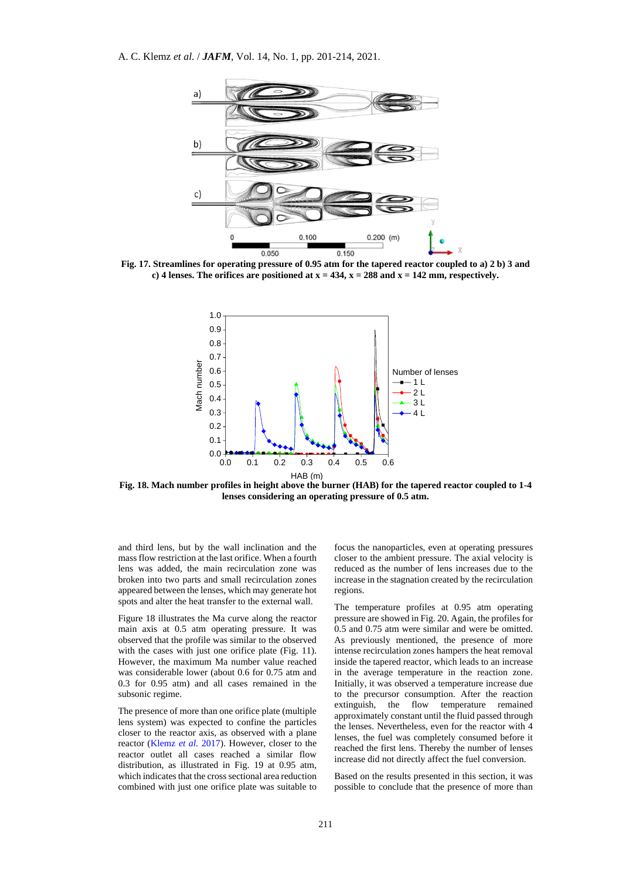Fig. 17. Streamlines for operating pressure of 0.95 atm for the tapered reactor coupled to a) 2 b) 3 and c) 4 lenses. The orifices are positioned at x = 434, x = 288 and x = 142 mm, respectively.

Fig. 18. Mach number profiles in height above the burner (HAB) for the tapered reactor coupled to 1-4 lenses considering an operating pressure of 0.5 atm.

and third lens, but by the wall inclination and the mass flow restriction at the last orifice. When a fourth lens was added, the main recirculation zone was broken into two parts and small recirculation zones appeared between the lenses, which may generate hot spots and alter the heat transfer to the external wall.

Figure 18 illustrates the Ma curve along the reactor main axis at 0.5 atm operating pressure. It was observed that the profile was similar to the observed with the cases with just one orifice plate (Fig. 11). However, the maximum Ma number value reached was considerable lower (about 0.6 for 0.75 atm and 0.3 for 0.95 atm) and all cases remained in the subsonic regime.

The presence of more than one orifice plate (multiple lens system) was expected to confine the particles closer to the reactor axis, as observed with a plane reactor (Klemz *et al.* 2017). However, closer to the reactor outlet all cases reached a similar flow distribution, as illustrated in Fig. 19 at 0.95 atm, which indicates that the cross sectional area reduction combined with just one orifice plate was suitable to focus the nanoparticles, even at operating pressures closer to the ambient pressure. The axial velocity is reduced as the number of lens increases due to the increase in the stagnation created by the recirculation regions.

The temperature profiles at 0.95 atm operating pressure are showed in Fig. 20. Again, the profiles for 0.5 and 0.75 atm were similar and were be omitted. As previously mentioned, the presence of more intense recirculation zones hampers the heat removal inside the tapered reactor, which leads to an increase in the average temperature in the reaction zone. Initially, it was observed a temperature increase due to the precursor consumption. After the reaction extinguish, the flow temperature remained approximately constant until the fluid passed through the lenses. Nevertheless, even for the reactor with 4 lenses, the fuel was completely consumed before it reached the first lens. Thereby the number of lenses increase did not directly affect the fuel conversion.

Based on the results presented in this section, it was possible to conclude that the presence of more than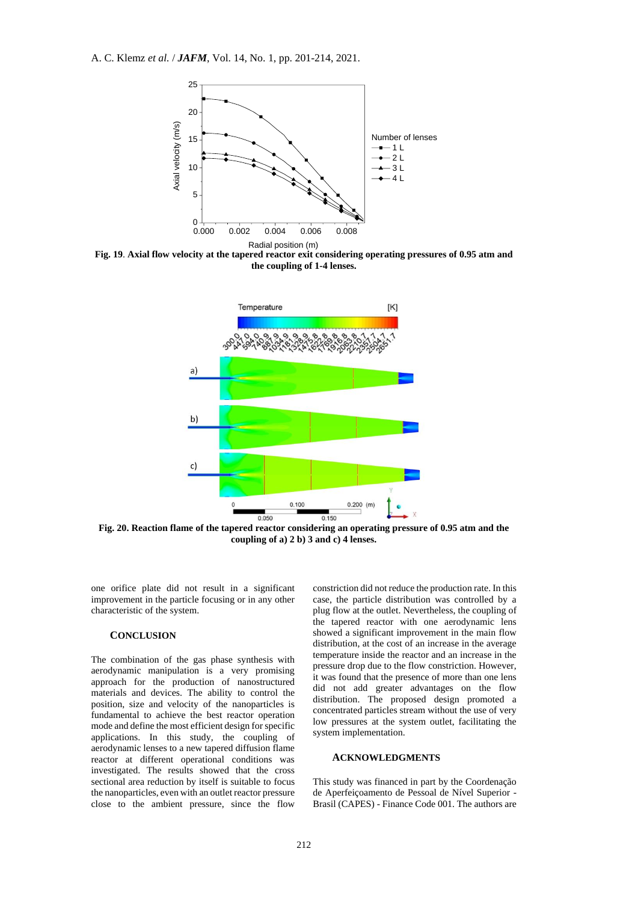**Fig. 19**. **Axial flow velocity at the tapered reactor exit considering operating pressures of 0.95 atm and the coupling of 1-4 lenses.**

**Fig. 20. Reaction flame of the tapered reactor considering an operating pressure of 0.95 atm and the coupling of a) 2 b) 3 and c) 4 lenses.**

one orifice plate did not result in a significant improvement in the particle focusing or in any other characteristic of the system.

## CONCLUSION

The combination of the gas phase synthesis with aerodynamic manipulation is a very promising approach for the production of nanostructured materials and devices. The ability to control the position, size and velocity of the nanoparticles is fundamental to achieve the best reactor operation mode and define the most efficient design for specific applications. In this study, the coupling of aerodynamic lenses to a new tapered diffusion flame reactor at different operational conditions was investigated. The results showed that the cross sectional area reduction by itself is suitable to focus the nanoparticles, even with an outlet reactor pressure close to the ambient pressure, since the flow constriction did not reduce the production rate. In this case, the particle distribution was controlled by a plug flow at the outlet. Nevertheless, the coupling of the tapered reactor with one aerodynamic lens showed a significant improvement in the main flow distribution, at the cost of an increase in the average temperature inside the reactor and an increase in the pressure drop due to the flow constriction. However, it was found that the presence of more than one lens did not add greater advantages on the flow distribution. The proposed design promoted a concentrated particles stream without the use of very low pressures at the system outlet, facilitating the system implementation.

## ACKNOWLEDGMENTS

This study was financed in part by the Coordenação de Aperfeiçoamento de Pessoal de Nível Superior - Brasil (CAPES) - Finance Code 001. The authors are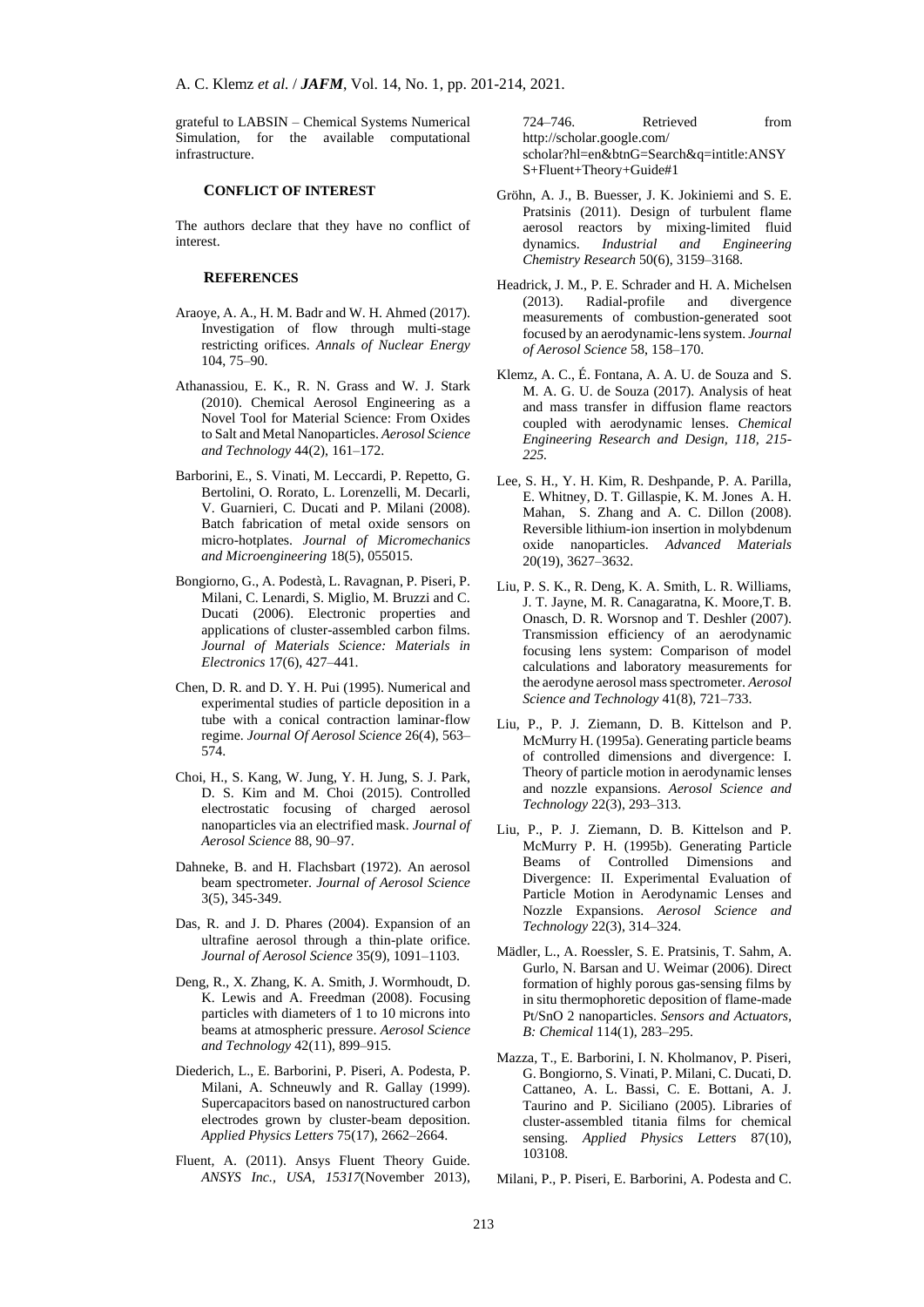grateful to LABSIN – Chemical Systems Numerical Simulation, for the available computational infrastructure.

## CONFLICT OF INTEREST

The authors declare that they have no conflict of interest.

## REFERENCES

Araoye, A. A., H. M. Badr and W. H. Ahmed (2017). Investigation of flow through multi-stage restricting orifices. *Annals of Nuclear Energy* 104, 75–90.

Athanassiou, E. K., R. N. Grass and W. J. Stark (2010). Chemical Aerosol Engineering as a Novel Tool for Material Science: From Oxides to Salt and Metal Nanoparticles. *Aerosol Science and Technology* 44(2), 161–172.

Barborini, E., S. Vinati, M. Leccardi, P. Repetto, G. Bertolini, O. Rorato, L. Lorenzelli, M. Decarli, V. Guarnieri, C. Ducati and P. Milani (2008). Batch fabrication of metal oxide sensors on micro-hotplates. *Journal of Micromechanics and Microengineering* 18(5), 055015.

Bongiorno, G., A. Podestà, L. Ravagnan, P. Piseri, P. Milani, C. Lenardi, S. Miglio, M. Bruzzi and C. Ducati (2006). Electronic properties and applications of cluster-assembled carbon films. *Journal of Materials Science: Materials in Electronics* 17(6), 427–441.

Chen, D. R. and D. Y. H. Pui (1995). Numerical and experimental studies of particle deposition in a tube with a conical contraction laminar-flow regime. *Journal Of Aerosol Science* 26(4), 563–574.

Choi, H., S. Kang, W. Jung, Y. H. Jung, S. J. Park, D. S. Kim and M. Choi (2015). Controlled electrostatic focusing of charged aerosol nanoparticles via an electrified mask. *Journal of Aerosol Science* 88, 90–97.

Dahneke, B. and H. Flachsbart (1972). An aerosol beam spectrometer. *Journal of Aerosol Science* 3(5), 345-349.

Das, R. and J. D. Phares (2004). Expansion of an ultrafine aerosol through a thin-plate orifice. *Journal of Aerosol Science* 35(9), 1091–1103.

Deng, R., X. Zhang, K. A. Smith, J. Wormhoudt, D. K. Lewis and A. Freedman (2008). Focusing particles with diameters of 1 to 10 microns into beams at atmospheric pressure. *Aerosol Science and Technology* 42(11), 899–915.

Diederich, L., E. Barborini, P. Piseri, A. Podesta, P. Milani, A. Schneuwly and R. Gallay (1999). Supercapacitors based on nanostructured carbon electrodes grown by cluster-beam deposition. *Applied Physics Letters* 75(17), 2662–2664.

Fluent, A. (2011). Ansys Fluent Theory Guide. *ANSYS Inc., USA, 15317*(November 2013), 724–746. Retrieved from http://scholar.google.com/scholar?hl=en&btnG=Search&q=intitle:ANSYS+Fluent+Theory+Guide#1

Gröhn, A. J., B. Buesser, J. K. Jokiniemi and S. E. Pratsinis (2011). Design of turbulent flame aerosol reactors by mixing-limited fluid dynamics. *Industrial and Engineering Chemistry Research* 50(6), 3159–3168.

Headrick, J. M., P. E. Schrader and H. A. Michelsen (2013). Radial-profile and divergence measurements of combustion-generated soot focused by an aerodynamic-lens system. *Journal of Aerosol Science* 58, 158–170.

Klemz, A. C., É. Fontana, A. A. U. de Souza and S. M. A. G. U. de Souza (2017). Analysis of heat and mass transfer in diffusion flame reactors coupled with aerodynamic lenses. *Chemical Engineering Research and Design, 118, 215-225.*

Lee, S. H., Y. H. Kim, R. Deshpande, P. A. Parilla, E. Whitney, D. T. Gillaspie, K. M. Jones A. H. Mahan, S. Zhang and A. C. Dillon (2008). Reversible lithium-ion insertion in molybdenum oxide nanoparticles. *Advanced Materials* 20(19), 3627–3632.

Liu, P. S. K., R. Deng, K. A. Smith, L. R. Williams, J. T. Jayne, M. R. Canagaratna, K. Moore,T. B. Onasch, D. R. Worsnop and T. Deshler (2007). Transmission efficiency of an aerodynamic focusing lens system: Comparison of model calculations and laboratory measurements for the aerodyne aerosol mass spectrometer. *Aerosol Science and Technology* 41(8), 721–733.

Liu, P., P. J. Ziemann, D. B. Kittelson and P. McMurry H. (1995a). Generating particle beams of controlled dimensions and divergence: I. Theory of particle motion in aerodynamic lenses and nozzle expansions. *Aerosol Science and Technology* 22(3), 293–313.

Liu, P., P. J. Ziemann, D. B. Kittelson and P. McMurry P. H. (1995b). Generating Particle Beams of Controlled Dimensions and Divergence: II. Experimental Evaluation of Particle Motion in Aerodynamic Lenses and Nozzle Expansions. *Aerosol Science and Technology* 22(3), 314–324.

Mädler, L., A. Roessler, S. E. Pratsinis, T. Sahm, A. Gurlo, N. Barsan and U. Weimar (2006). Direct formation of highly porous gas-sensing films by in situ thermophoretic deposition of flame-made Pt/SnO 2 nanoparticles. *Sensors and Actuators, B: Chemical* 114(1), 283–295.

Mazza, T., E. Barborini, I. N. Kholmanov, P. Piseri, G. Bongiorno, S. Vinati, P. Milani, C. Ducati, D. Cattaneo, A. L. Bassi, C. E. Bottani, A. J. Taurino and P. Siciliano (2005). Libraries of cluster-assembled titania films for chemical sensing. *Applied Physics Letters* 87(10), 103108.

Milani, P., P. Piseri, E. Barborini, A. Podesta and C.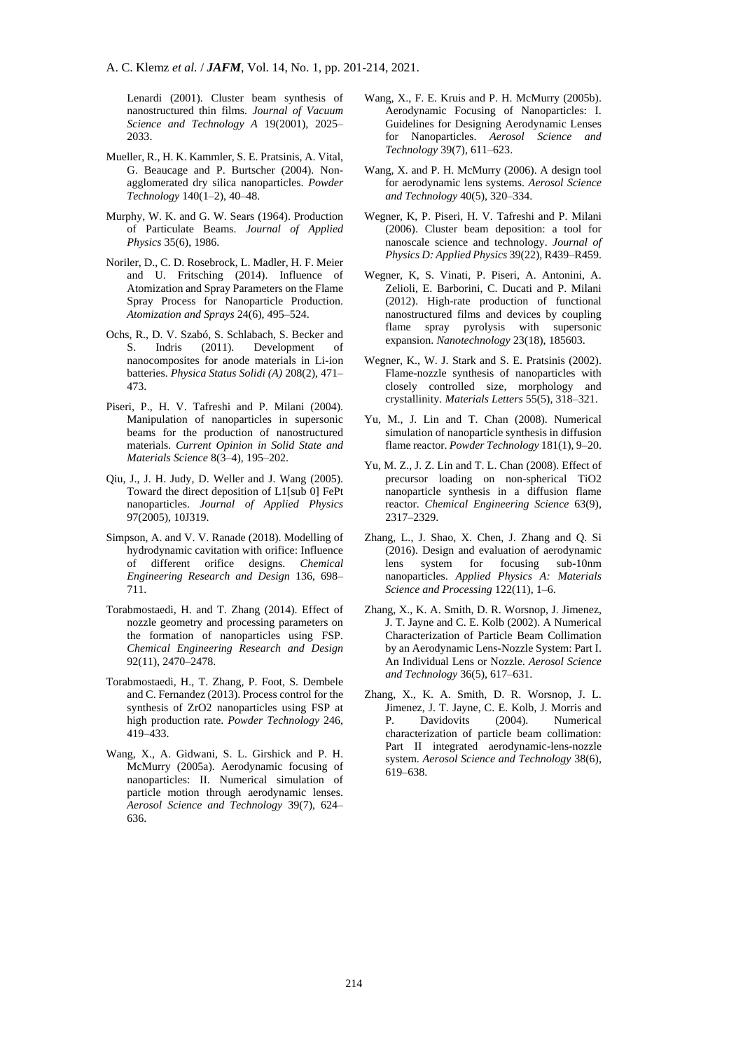Lenardi (2001). Cluster beam synthesis of nanostructured thin films. *Journal of Vacuum Science and Technology A* 19(2001), 2025–2033.

Mueller, R., H. K. Kammler, S. E. Pratsinis, A. Vital, G. Beaucage and P. Burtscher (2004). Non-agglomerated dry silica nanoparticles. *Powder Technology* 140(1–2), 40–48.

Murphy, W. K. and G. W. Sears (1964). Production of Particulate Beams. *Journal of Applied Physics* 35(6), 1986.

Noriler, D., C. D. Rosebrock, L. Madler, H. F. Meier and U. Fritsching (2014). Influence of Atomization and Spray Parameters on the Flame Spray Process for Nanoparticle Production. *Atomization and Sprays* 24(6), 495–524.

Ochs, R., D. V. Szabó, S. Schlabach, S. Becker and S. Indris (2011). Development of nanocomposites for anode materials in Li-ion batteries. *Physica Status Solidi (A)* 208(2), 471–473.

Piseri, P., H. V. Tafreshi and P. Milani (2004). Manipulation of nanoparticles in supersonic beams for the production of nanostructured materials. *Current Opinion in Solid State and Materials Science* 8(3–4), 195–202.

Qiu, J., J. H. Judy, D. Weller and J. Wang (2005). Toward the direct deposition of L1[sub 0] FePt nanoparticles. *Journal of Applied Physics* 97(2005), 10J319.

Simpson, A. and V. V. Ranade (2018). Modelling of hydrodynamic cavitation with orifice: Influence of different orifice designs. *Chemical Engineering Research and Design* 136, 698–711.

Torabmostaedi, H. and T. Zhang (2014). Effect of nozzle geometry and processing parameters on the formation of nanoparticles using FSP. *Chemical Engineering Research and Design* 92(11), 2470–2478.

Torabmostaedi, H., T. Zhang, P. Foot, S. Dembele and C. Fernandez (2013). Process control for the synthesis of $ZrO_2$ nanoparticles using FSP at high production rate. *Powder Technology* 246, 419–433.

Wang, X., A. Gidwani, S. L. Girshick and P. H. McMurry (2005a). Aerodynamic focusing of nanoparticles: II. Numerical simulation of particle motion through aerodynamic lenses. *Aerosol Science and Technology* 39(7), 624–636.

Wang, X., F. E. Kruis and P. H. McMurry (2005b). Aerodynamic Focusing of Nanoparticles: I. Guidelines for Designing Aerodynamic Lenses for Nanoparticles. *Aerosol Science and Technology* 39(7), 611–623.

Wang, X. and P. H. McMurry (2006). A design tool for aerodynamic lens systems. *Aerosol Science and Technology* 40(5), 320–334.

Wegner, K, P. Piseri, H. V. Tafreshi and P. Milani (2006). Cluster beam deposition: a tool for nanoscale science and technology. *Journal of Physics D: Applied Physics* 39(22), R439–R459.

Wegner, K, S. Vinati, P. Piseri, A. Antonini, A. Zelioli, E. Barborini, C. Ducati and P. Milani (2012). High-rate production of functional nanostructured films and devices by coupling flame spray pyrolysis with supersonic expansion. *Nanotechnology* 23(18), 185603.

Wegner, K., W. J. Stark and S. E. Pratsinis (2002). Flame-nozzle synthesis of nanoparticles with closely controlled size, morphology and crystallinity. *Materials Letters* 55(5), 318–321.

Yu, M., J. Lin and T. Chan (2008). Numerical simulation of nanoparticle synthesis in diffusion flame reactor. *Powder Technology* 181(1), 9–20.

Yu, M. Z., J. Z. Lin and T. L. Chan (2008). Effect of precursor loading on non-spherical $TiO_2$ nanoparticle synthesis in a diffusion flame reactor. *Chemical Engineering Science* 63(9), 2317–2329.

Zhang, L., J. Shao, X. Chen, J. Zhang and Q. Si (2016). Design and evaluation of aerodynamic lens system for focusing sub-10nm nanoparticles. *Applied Physics A: Materials Science and Processing* 122(11), 1–6.

Zhang, X., K. A. Smith, D. R. Worsnop, J. Jimenez, J. T. Jayne and C. E. Kolb (2002). A Numerical Characterization of Particle Beam Collimation by an Aerodynamic Lens-Nozzle System: Part I. An Individual Lens or Nozzle. *Aerosol Science and Technology* 36(5), 617–631.

Zhang, X., K. A. Smith, D. R. Worsnop, J. L. Jimenez, J. T. Jayne, C. E. Kolb, J. Morris and P. Davidovits (2004). Numerical characterization of particle beam collimation: Part II integrated aerodynamic-lens-nozzle system. *Aerosol Science and Technology* 38(6), 619–638.